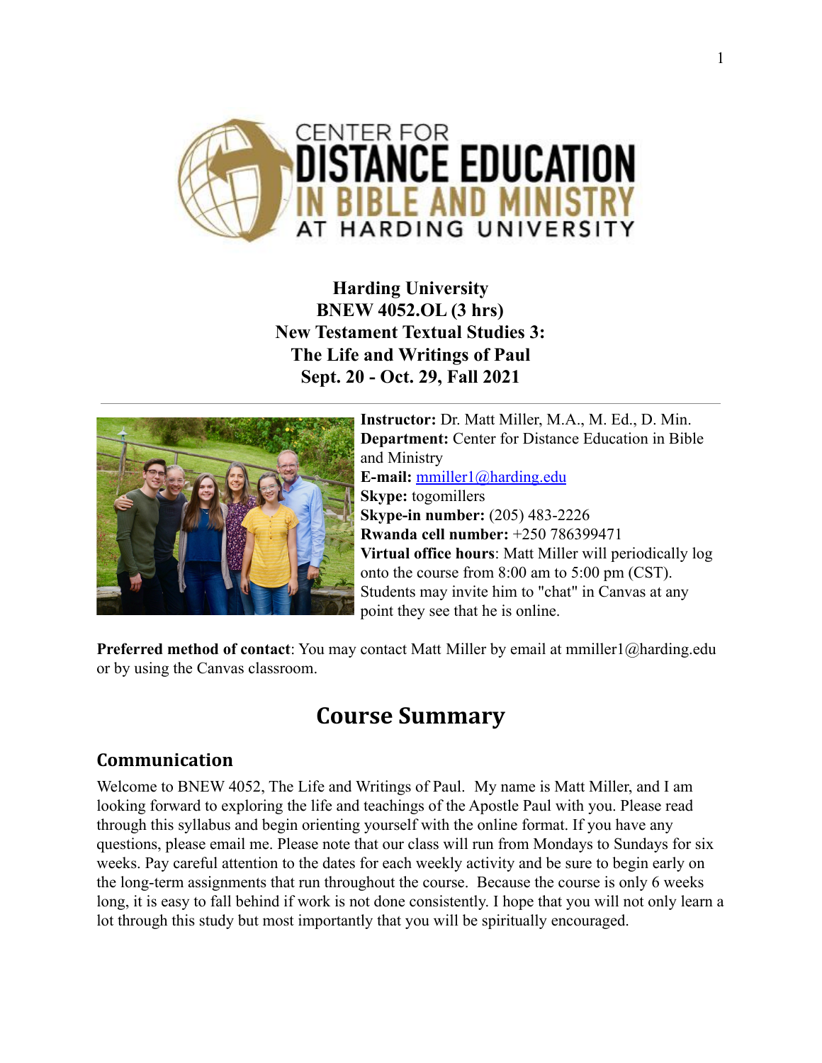**Harding University**
**BNEW 4052.OL (3 hrs)**
**New Testament Textual Studies 3:**
**The Life and Writings of Paul**
**Sept. 20 - Oct. 29, Fall 2021**

---

**Instructor:** Dr. Matt Miller, M.A., M. Ed., D. Min.
**Department:** Center for Distance Education in Bible and Ministry
**E-mail:** mmiller1@harding.edu
**Skype:** togomillers
**Skype-in number:** (205) 483-2226
**Rwanda cell number:** +250 786399471
**Virtual office hours**: Matt Miller will periodically log onto the course from 8:00 am to 5:00 pm (CST). Students may invite him to "chat" in Canvas at any point they see that he is online.

**Preferred method of contact**: You may contact Matt Miller by email at mmiller1@harding.edu or by using the Canvas classroom.

# Course Summary

## Communication

Welcome to BNEW 4052, The Life and Writings of Paul. My name is Matt Miller, and I am looking forward to exploring the life and teachings of the Apostle Paul with you. Please read through this syllabus and begin orienting yourself with the online format. If you have any questions, please email me. Please note that our class will run from Mondays to Sundays for six weeks. Pay careful attention to the dates for each weekly activity and be sure to begin early on the long-term assignments that run throughout the course. Because the course is only 6 weeks long, it is easy to fall behind if work is not done consistently. I hope that you will not only learn a lot through this study but most importantly that you will be spiritually encouraged.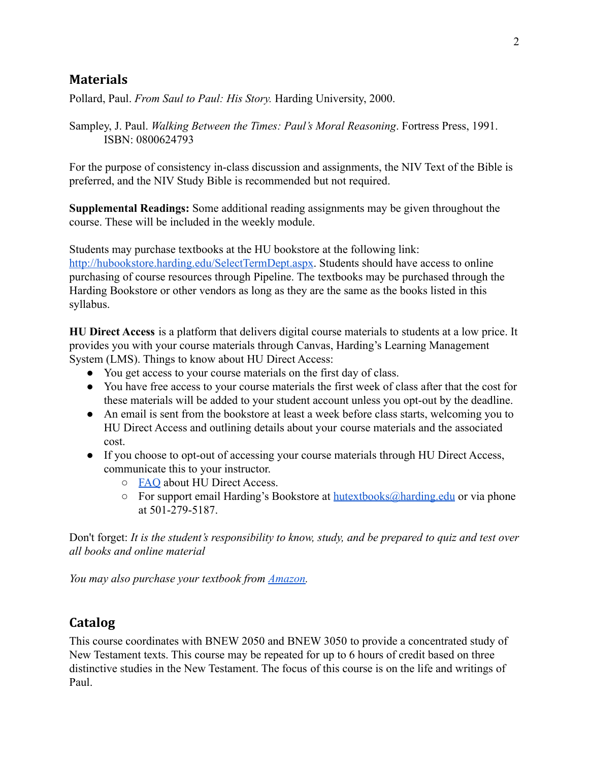## Materials

Pollard, Paul. *From Saul to Paul: His Story.* Harding University, 2000.

Sampley, J. Paul. *Walking Between the Times: Paul's Moral Reasoning*. Fortress Press, 1991.
ISBN: 0800624793

For the purpose of consistency in-class discussion and assignments, the NIV Text of the Bible is preferred, and the NIV Study Bible is recommended but not required.

**Supplemental Readings:** Some additional reading assignments may be given throughout the course. These will be included in the weekly module.

Students may purchase textbooks at the HU bookstore at the following link: [http://hubookstore.harding.edu/SelectTermDept.aspx](http://hubookstore.harding.edu/SelectTermDept.aspx). Students should have access to online purchasing of course resources through Pipeline. The textbooks may be purchased through the Harding Bookstore or other vendors as long as they are the same as the books listed in this syllabus.

**HU Direct Access** is a platform that delivers digital course materials to students at a low price. It provides you with your course materials through Canvas, Harding's Learning Management System (LMS). Things to know about HU Direct Access:

- You get access to your course materials on the first day of class.
- You have free access to your course materials the first week of class after that the cost for these materials will be added to your student account unless you opt-out by the deadline.
- An email is sent from the bookstore at least a week before class starts, welcoming you to HU Direct Access and outlining details about your course materials and the associated cost.
- If you choose to opt-out of accessing your course materials through HU Direct Access, communicate this to your instructor.
  - FAQ about HU Direct Access.
  - For support email Harding's Bookstore at hutextbooks@harding.edu or via phone at 501-279-5187.

Don't forget: *It is the student's responsibility to know, study, and be prepared to quiz and test over all books and online material*

*You may also purchase your textbook from Amazon.*

## Catalog

This course coordinates with BNEW 2050 and BNEW 3050 to provide a concentrated study of New Testament texts. This course may be repeated for up to 6 hours of credit based on three distinctive studies in the New Testament. The focus of this course is on the life and writings of Paul.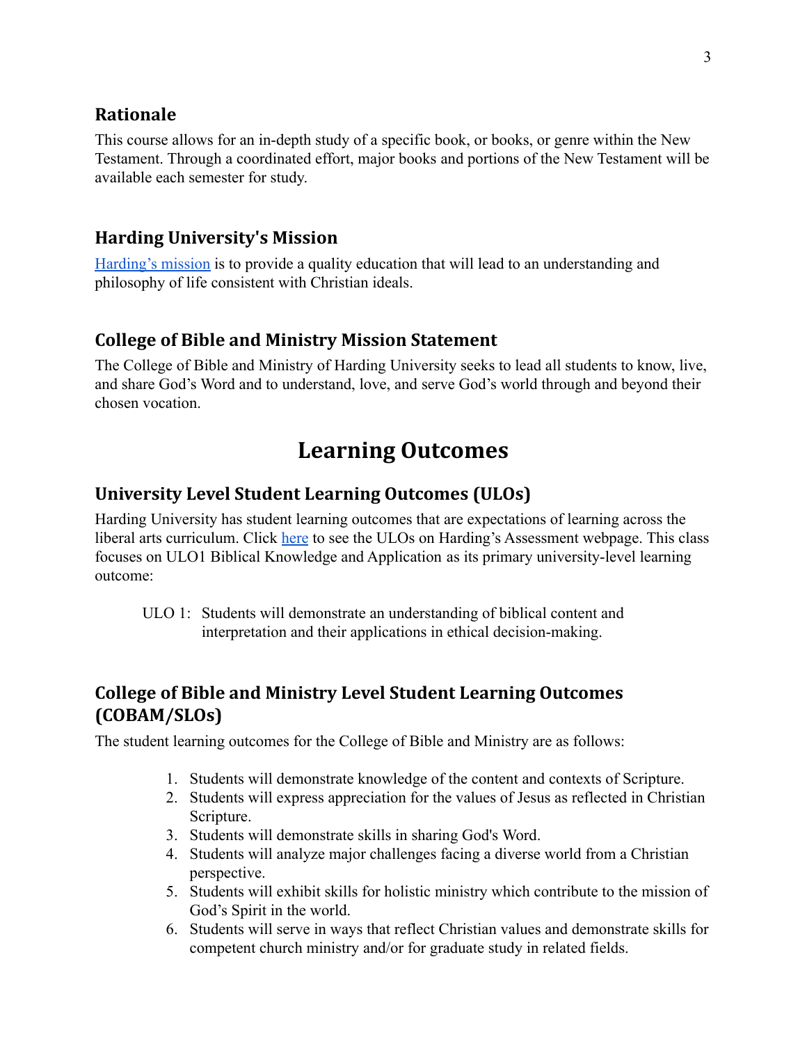## Rationale

This course allows for an in-depth study of a specific book, or books, or genre within the New Testament. Through a coordinated effort, major books and portions of the New Testament will be available each semester for study.

## Harding University's Mission

Harding's mission is to provide a quality education that will lead to an understanding and philosophy of life consistent with Christian ideals.

## College of Bible and Ministry Mission Statement

The College of Bible and Ministry of Harding University seeks to lead all students to know, live, and share God's Word and to understand, love, and serve God's world through and beyond their chosen vocation.

# Learning Outcomes

## University Level Student Learning Outcomes (ULOs)

Harding University has student learning outcomes that are expectations of learning across the liberal arts curriculum. Click here to see the ULOs on Harding's Assessment webpage. This class focuses on ULO1 Biblical Knowledge and Application as its primary university-level learning outcome:

> ULO 1: Students will demonstrate an understanding of biblical content and interpretation and their applications in ethical decision-making.

## College of Bible and Ministry Level Student Learning Outcomes (COBAM/SLOs)

The student learning outcomes for the College of Bible and Ministry are as follows:

1. Students will demonstrate knowledge of the content and contexts of Scripture.
2. Students will express appreciation for the values of Jesus as reflected in Christian Scripture.
3. Students will demonstrate skills in sharing God's Word.
4. Students will analyze major challenges facing a diverse world from a Christian perspective.
5. Students will exhibit skills for holistic ministry which contribute to the mission of God's Spirit in the world.
6. Students will serve in ways that reflect Christian values and demonstrate skills for competent church ministry and/or for graduate study in related fields.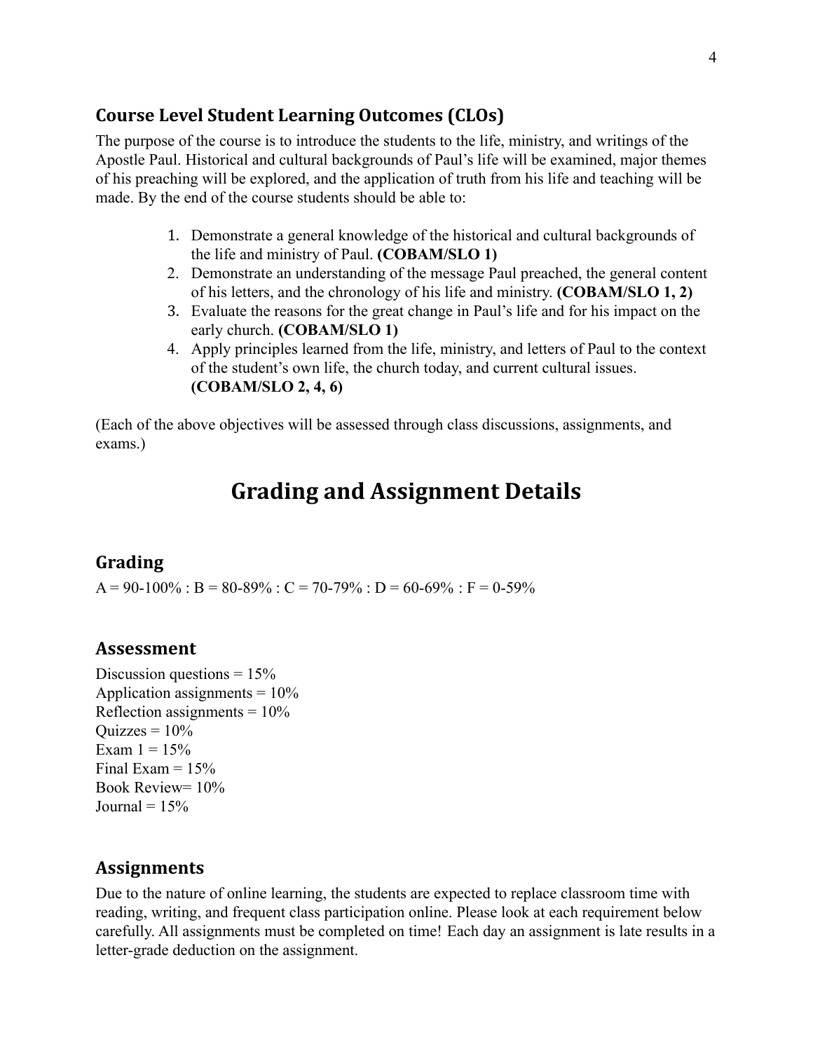### Course Level Student Learning Outcomes (CLOs)

The purpose of the course is to introduce the students to the life, ministry, and writings of the Apostle Paul. Historical and cultural backgrounds of Paul's life will be examined, major themes of his preaching will be explored, and the application of truth from his life and teaching will be made. By the end of the course students should be able to:

1. Demonstrate a general knowledge of the historical and cultural backgrounds of the life and ministry of Paul. **(COBAM/SLO 1)**
2. Demonstrate an understanding of the message Paul preached, the general content of his letters, and the chronology of his life and ministry. **(COBAM/SLO 1, 2)**
3. Evaluate the reasons for the great change in Paul's life and for his impact on the early church. **(COBAM/SLO 1)**
4. Apply principles learned from the life, ministry, and letters of Paul to the context of the student's own life, the church today, and current cultural issues. **(COBAM/SLO 2, 4, 6)**

(Each of the above objectives will be assessed through class discussions, assignments, and exams.)

## Grading and Assignment Details

### Grading

A = 90-100% : B = 80-89% : C = 70-79% : D = 60-69% : F = 0-59%

### Assessment

Discussion questions = 15%
Application assignments = 10%
Reflection assignments = 10%
Quizzes = 10%
Exam 1 = 15%
Final Exam = 15%
Book Review= 10%
Journal = 15%

### Assignments

Due to the nature of online learning, the students are expected to replace classroom time with reading, writing, and frequent class participation online. Please look at each requirement below carefully. All assignments must be completed on time! Each day an assignment is late results in a letter-grade deduction on the assignment.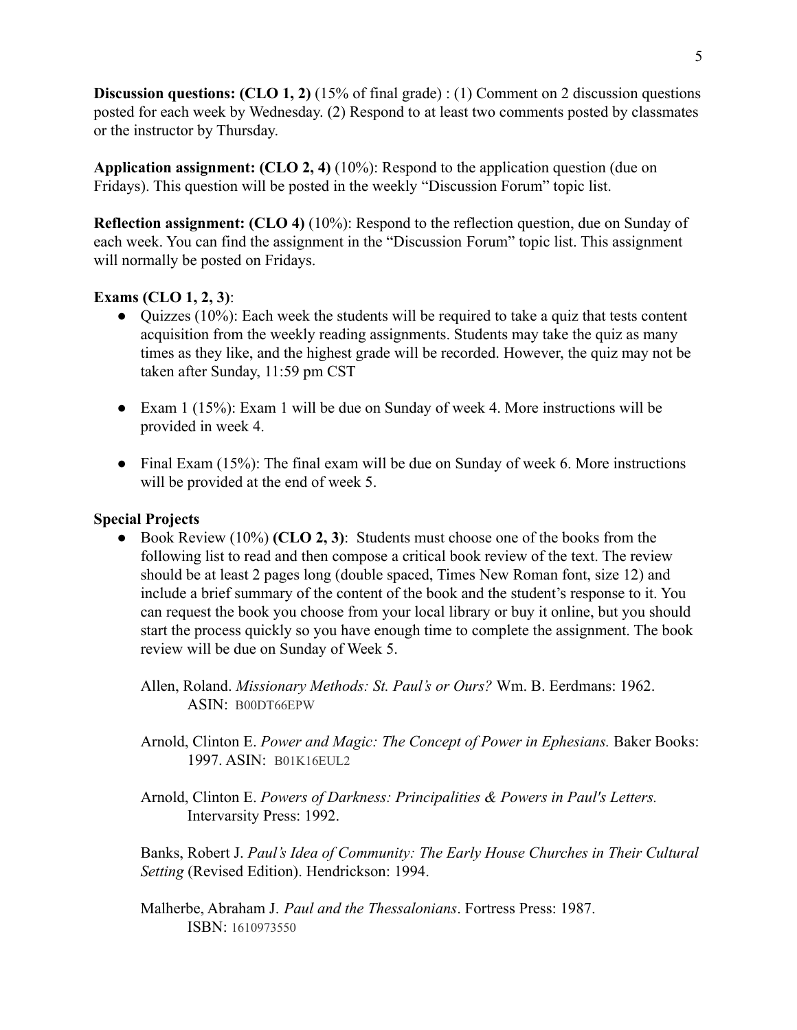**Discussion questions: (CLO 1, 2)** (15% of final grade) : (1) Comment on 2 discussion questions posted for each week by Wednesday. (2) Respond to at least two comments posted by classmates or the instructor by Thursday.

**Application assignment: (CLO 2, 4)** (10%): Respond to the application question (due on Fridays). This question will be posted in the weekly "Discussion Forum" topic list.

**Reflection assignment: (CLO 4)** (10%): Respond to the reflection question, due on Sunday of each week. You can find the assignment in the "Discussion Forum" topic list. This assignment will normally be posted on Fridays.

**Exams (CLO 1, 2, 3)**:

- Quizzes (10%): Each week the students will be required to take a quiz that tests content acquisition from the weekly reading assignments. Students may take the quiz as many times as they like, and the highest grade will be recorded. However, the quiz may not be taken after Sunday, 11:59 pm CST

- Exam 1 (15%): Exam 1 will be due on Sunday of week 4. More instructions will be provided in week 4.

- Final Exam (15%): The final exam will be due on Sunday of week 6. More instructions will be provided at the end of week 5.

**Special Projects**

- Book Review (10%) **(CLO 2, 3)**: Students must choose one of the books from the following list to read and then compose a critical book review of the text. The review should be at least 2 pages long (double spaced, Times New Roman font, size 12) and include a brief summary of the content of the book and the student's response to it. You can request the book you choose from your local library or buy it online, but you should start the process quickly so you have enough time to complete the assignment. The book review will be due on Sunday of Week 5.

  Allen, Roland. *Missionary Methods: St. Paul's or Ours?* Wm. B. Eerdmans: 1962. ASIN: B00DT66EPW

  Arnold, Clinton E. *Power and Magic: The Concept of Power in Ephesians.* Baker Books: 1997. ASIN: B01K16EUL2

  Arnold, Clinton E. *Powers of Darkness: Principalities & Powers in Paul's Letters.* Intervarsity Press: 1992.

  Banks, Robert J. *Paul's Idea of Community: The Early House Churches in Their Cultural Setting* (Revised Edition). Hendrickson: 1994.

  Malherbe, Abraham J. *Paul and the Thessalonians*. Fortress Press: 1987. ISBN: 1610973550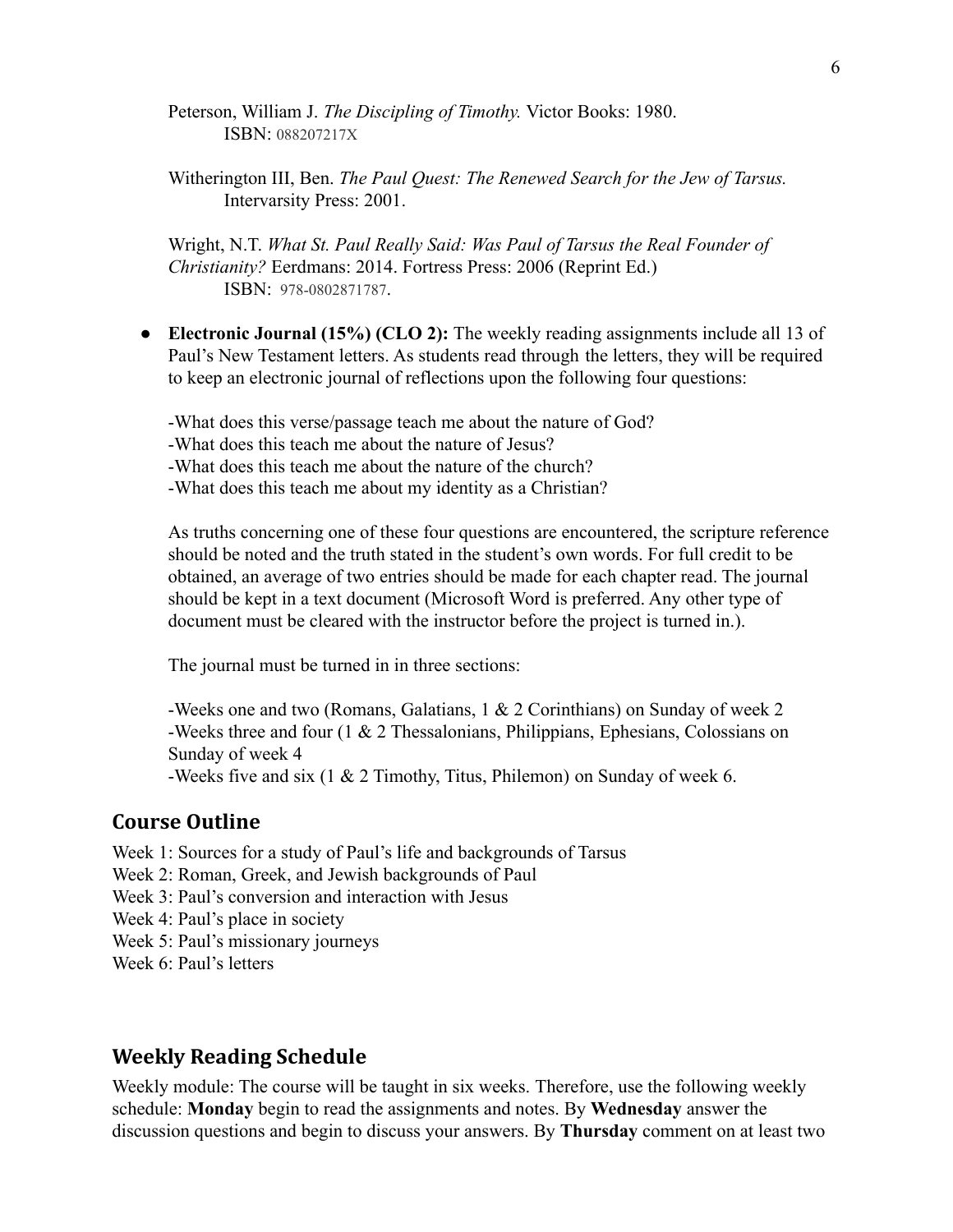Peterson, William J. *The Discipling of Timothy.* Victor Books: 1980.
ISBN: 088207217X

Witherington III, Ben. *The Paul Quest: The Renewed Search for the Jew of Tarsus.* Intervarsity Press: 2001.

Wright, N.T. *What St. Paul Really Said: Was Paul of Tarsus the Real Founder of Christianity?* Eerdmans: 2014. Fortress Press: 2006 (Reprint Ed.)
ISBN: 978-0802871787.

- **Electronic Journal (15%) (CLO 2):** The weekly reading assignments include all 13 of Paul's New Testament letters. As students read through the letters, they will be required to keep an electronic journal of reflections upon the following four questions:

  -What does this verse/passage teach me about the nature of God?
  -What does this teach me about the nature of Jesus?
  -What does this teach me about the nature of the church?
  -What does this teach me about my identity as a Christian?

  As truths concerning one of these four questions are encountered, the scripture reference should be noted and the truth stated in the student's own words. For full credit to be obtained, an average of two entries should be made for each chapter read. The journal should be kept in a text document (Microsoft Word is preferred. Any other type of document must be cleared with the instructor before the project is turned in.).

  The journal must be turned in in three sections:

  -Weeks one and two (Romans, Galatians, 1 & 2 Corinthians) on Sunday of week 2
  -Weeks three and four (1 & 2 Thessalonians, Philippians, Ephesians, Colossians on Sunday of week 4
  -Weeks five and six (1 & 2 Timothy, Titus, Philemon) on Sunday of week 6.

## Course Outline

Week 1: Sources for a study of Paul's life and backgrounds of Tarsus
Week 2: Roman, Greek, and Jewish backgrounds of Paul
Week 3: Paul's conversion and interaction with Jesus
Week 4: Paul's place in society
Week 5: Paul's missionary journeys
Week 6: Paul's letters

## Weekly Reading Schedule

Weekly module: The course will be taught in six weeks. Therefore, use the following weekly schedule: **Monday** begin to read the assignments and notes. By **Wednesday** answer the discussion questions and begin to discuss your answers. By **Thursday** comment on at least two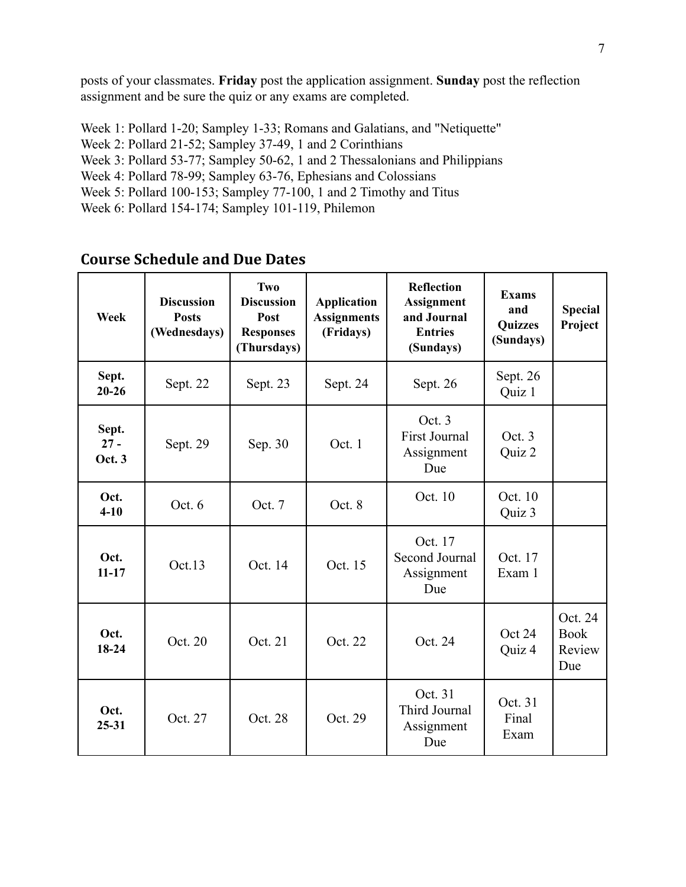posts of your classmates. **Friday** post the application assignment. **Sunday** post the reflection assignment and be sure the quiz or any exams are completed.

Week 1: Pollard 1-20; Sampley 1-33; Romans and Galatians, and "Netiquette"
Week 2: Pollard 21-52; Sampley 37-49, 1 and 2 Corinthians
Week 3: Pollard 53-77; Sampley 50-62, 1 and 2 Thessalonians and Philippians
Week 4: Pollard 78-99; Sampley 63-76, Ephesians and Colossians
Week 5: Pollard 100-153; Sampley 77-100, 1 and 2 Timothy and Titus
Week 6: Pollard 154-174; Sampley 101-119, Philemon

## Course Schedule and Due Dates

| Week | Discussion Posts (Wednesdays) | Two Discussion Post Responses (Thursdays) | Application Assignments (Fridays) | Reflection Assignment and Journal Entries (Sundays) | Exams and Quizzes (Sundays) | Special Project |
|---|---|---|---|---|---|---|
| **Sept. 20-26** | Sept. 22 | Sept. 23 | Sept. 24 | Sept. 26 | Sept. 26 Quiz 1 | |
| **Sept. 27 - Oct. 3** | Sept. 29 | Sep. 30 | Oct. 1 | Oct. 3 First Journal Assignment Due | Oct. 3 Quiz 2 | |
| **Oct. 4-10** | Oct. 6 | Oct. 7 | Oct. 8 | Oct. 10 | Oct. 10 Quiz 3 | |
| **Oct. 11-17** | Oct.13 | Oct. 14 | Oct. 15 | Oct. 17 Second Journal Assignment Due | Oct. 17 Exam 1 | |
| **Oct. 18-24** | Oct. 20 | Oct. 21 | Oct. 22 | Oct. 24 | Oct 24 Quiz 4 | Oct. 24 Book Review Due |
| **Oct. 25-31** | Oct. 27 | Oct. 28 | Oct. 29 | Oct. 31 Third Journal Assignment Due | Oct. 31 Final Exam | |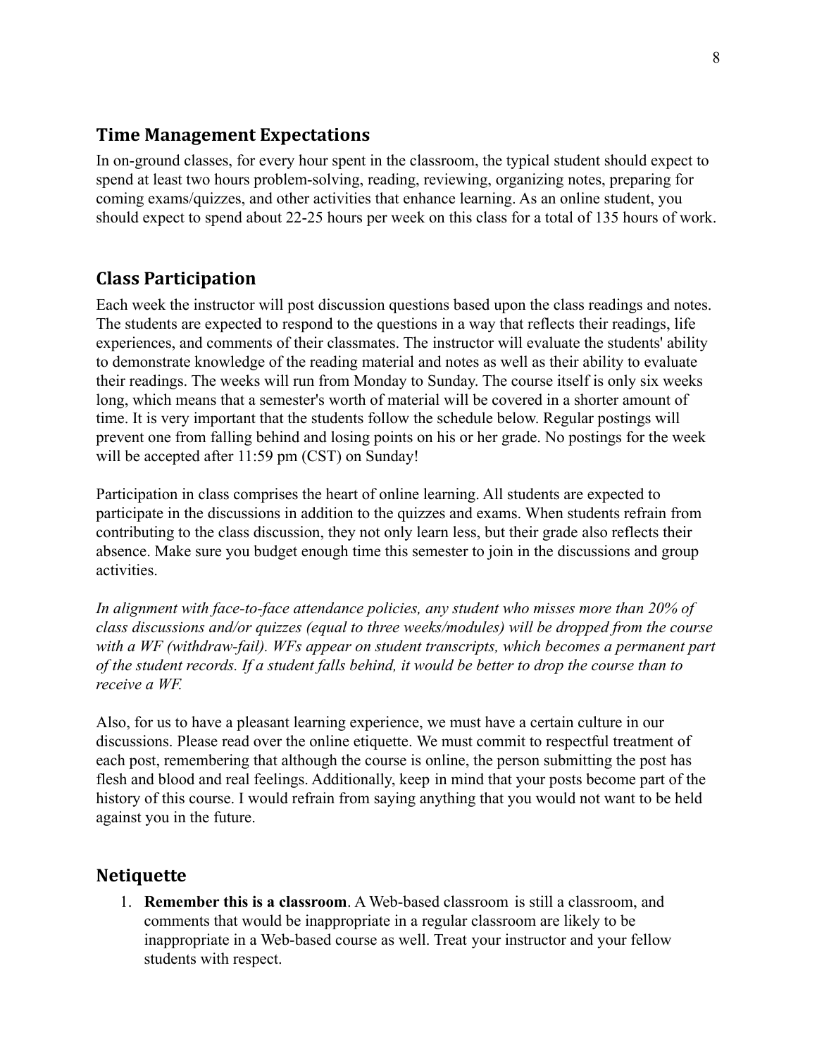## Time Management Expectations

In on-ground classes, for every hour spent in the classroom, the typical student should expect to spend at least two hours problem-solving, reading, reviewing, organizing notes, preparing for coming exams/quizzes, and other activities that enhance learning. As an online student, you should expect to spend about 22-25 hours per week on this class for a total of 135 hours of work.

## Class Participation

Each week the instructor will post discussion questions based upon the class readings and notes. The students are expected to respond to the questions in a way that reflects their readings, life experiences, and comments of their classmates. The instructor will evaluate the students' ability to demonstrate knowledge of the reading material and notes as well as their ability to evaluate their readings. The weeks will run from Monday to Sunday. The course itself is only six weeks long, which means that a semester's worth of material will be covered in a shorter amount of time. It is very important that the students follow the schedule below. Regular postings will prevent one from falling behind and losing points on his or her grade. No postings for the week will be accepted after 11:59 pm (CST) on Sunday!

Participation in class comprises the heart of online learning. All students are expected to participate in the discussions in addition to the quizzes and exams. When students refrain from contributing to the class discussion, they not only learn less, but their grade also reflects their absence. Make sure you budget enough time this semester to join in the discussions and group activities.

*In alignment with face-to-face attendance policies, any student who misses more than 20% of class discussions and/or quizzes (equal to three weeks/modules) will be dropped from the course with a WF (withdraw-fail). WFs appear on student transcripts, which becomes a permanent part of the student records. If a student falls behind, it would be better to drop the course than to receive a WF.*

Also, for us to have a pleasant learning experience, we must have a certain culture in our discussions. Please read over the online etiquette. We must commit to respectful treatment of each post, remembering that although the course is online, the person submitting the post has flesh and blood and real feelings. Additionally, keep in mind that your posts become part of the history of this course. I would refrain from saying anything that you would not want to be held against you in the future.

## Netiquette

1. **Remember this is a classroom**. A Web-based classroom is still a classroom, and comments that would be inappropriate in a regular classroom are likely to be inappropriate in a Web-based course as well. Treat your instructor and your fellow students with respect.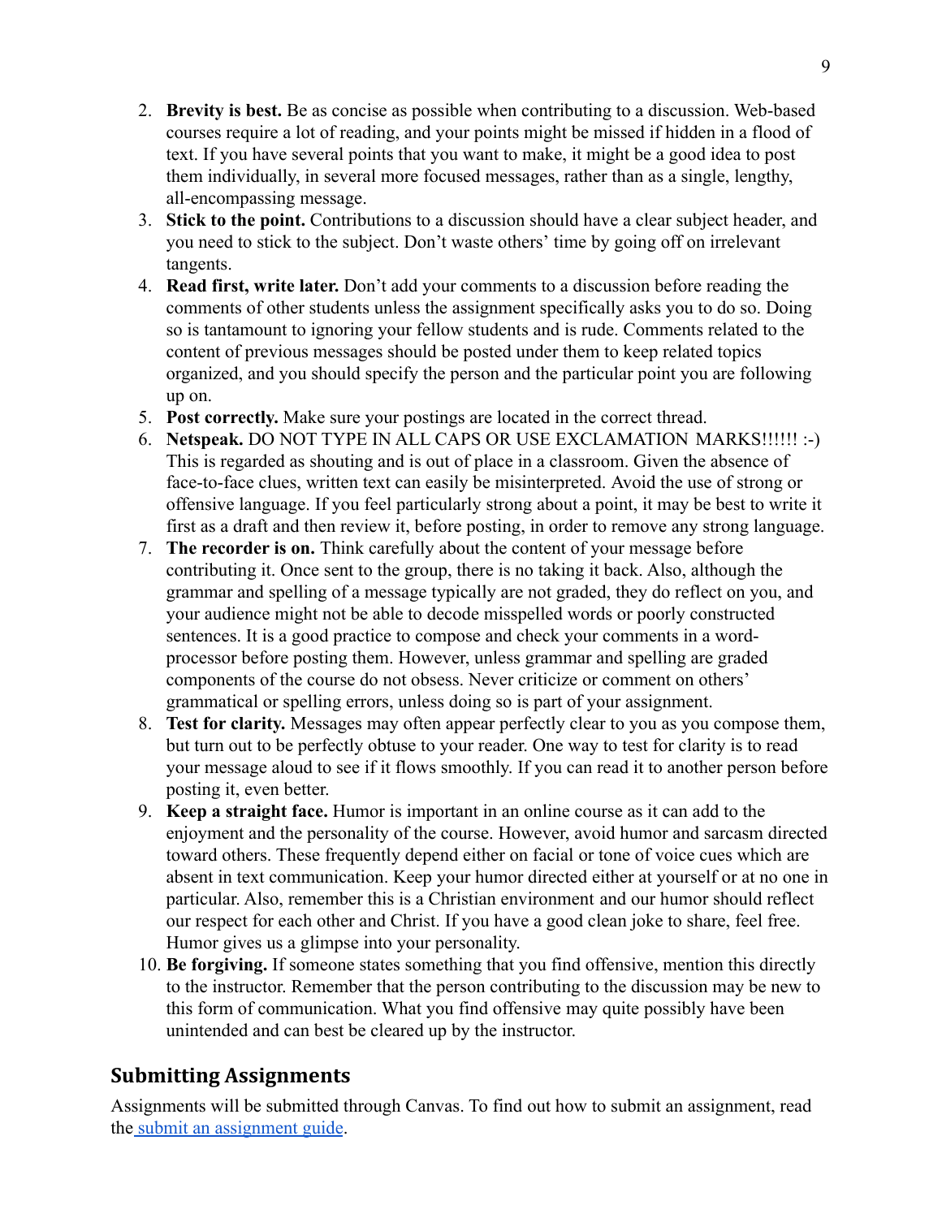2. **Brevity is best.** Be as concise as possible when contributing to a discussion. Web-based courses require a lot of reading, and your points might be missed if hidden in a flood of text. If you have several points that you want to make, it might be a good idea to post them individually, in several more focused messages, rather than as a single, lengthy, all-encompassing message.
3. **Stick to the point.** Contributions to a discussion should have a clear subject header, and you need to stick to the subject. Don't waste others' time by going off on irrelevant tangents.
4. **Read first, write later.** Don't add your comments to a discussion before reading the comments of other students unless the assignment specifically asks you to do so. Doing so is tantamount to ignoring your fellow students and is rude. Comments related to the content of previous messages should be posted under them to keep related topics organized, and you should specify the person and the particular point you are following up on.
5. **Post correctly.** Make sure your postings are located in the correct thread.
6. **Netspeak.** DO NOT TYPE IN ALL CAPS OR USE EXCLAMATION MARKS!!!!!! :-) This is regarded as shouting and is out of place in a classroom. Given the absence of face-to-face clues, written text can easily be misinterpreted. Avoid the use of strong or offensive language. If you feel particularly strong about a point, it may be best to write it first as a draft and then review it, before posting, in order to remove any strong language.
7. **The recorder is on.** Think carefully about the content of your message before contributing it. Once sent to the group, there is no taking it back. Also, although the grammar and spelling of a message typically are not graded, they do reflect on you, and your audience might not be able to decode misspelled words or poorly constructed sentences. It is a good practice to compose and check your comments in a word-processor before posting them. However, unless grammar and spelling are graded components of the course do not obsess. Never criticize or comment on others' grammatical or spelling errors, unless doing so is part of your assignment.
8. **Test for clarity.** Messages may often appear perfectly clear to you as you compose them, but turn out to be perfectly obtuse to your reader. One way to test for clarity is to read your message aloud to see if it flows smoothly. If you can read it to another person before posting it, even better.
9. **Keep a straight face.** Humor is important in an online course as it can add to the enjoyment and the personality of the course. However, avoid humor and sarcasm directed toward others. These frequently depend either on facial or tone of voice cues which are absent in text communication. Keep your humor directed either at yourself or at no one in particular. Also, remember this is a Christian environment and our humor should reflect our respect for each other and Christ. If you have a good clean joke to share, feel free. Humor gives us a glimpse into your personality.
10. **Be forgiving.** If someone states something that you find offensive, mention this directly to the instructor. Remember that the person contributing to the discussion may be new to this form of communication. What you find offensive may quite possibly have been unintended and can best be cleared up by the instructor.

## Submitting Assignments

Assignments will be submitted through Canvas. To find out how to submit an assignment, read the submit an assignment guide.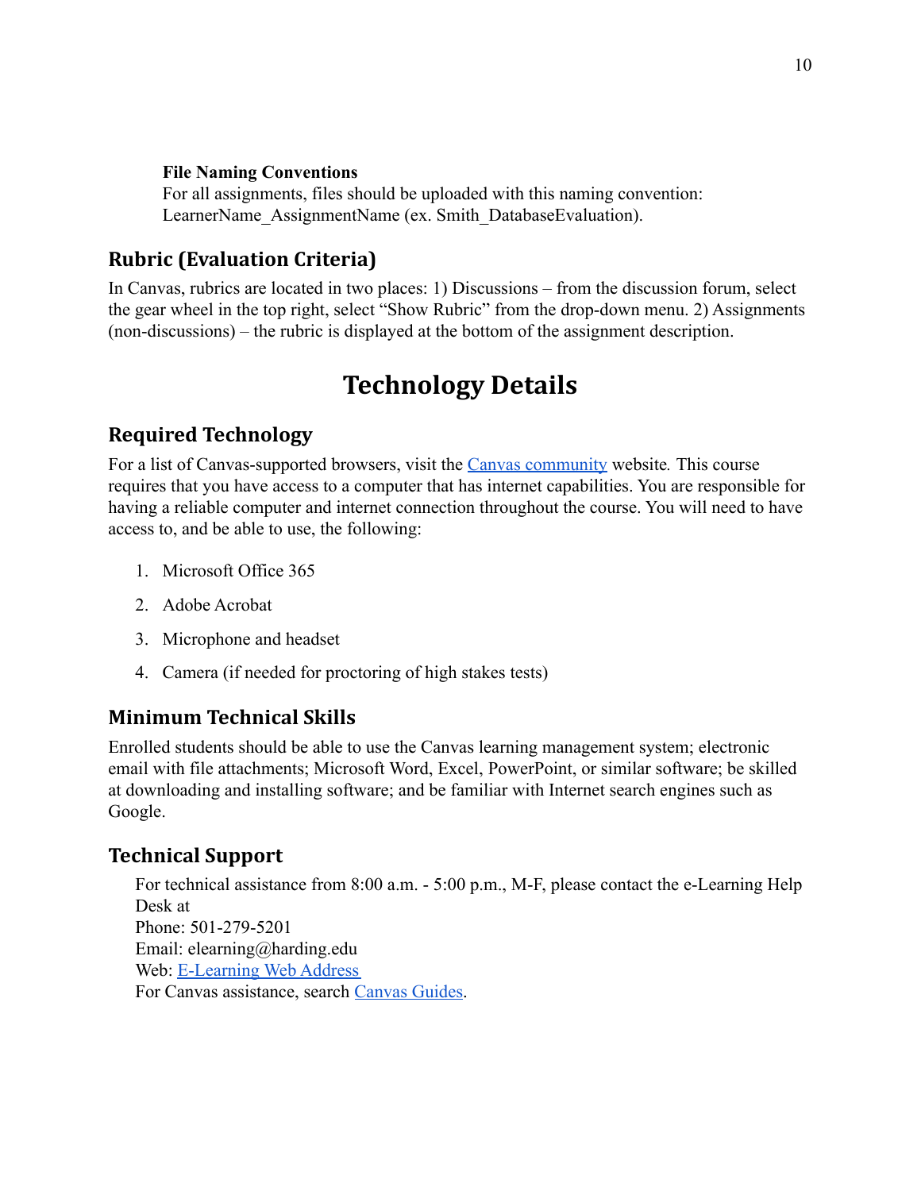**File Naming Conventions**
For all assignments, files should be uploaded with this naming convention: LearnerName_AssignmentName (ex. Smith_DatabaseEvaluation).

## Rubric (Evaluation Criteria)

In Canvas, rubrics are located in two places: 1) Discussions – from the discussion forum, select the gear wheel in the top right, select "Show Rubric" from the drop-down menu. 2) Assignments (non-discussions) – the rubric is displayed at the bottom of the assignment description.

# Technology Details

## Required Technology

For a list of Canvas-supported browsers, visit the [Canvas community]() website. This course requires that you have access to a computer that has internet capabilities. You are responsible for having a reliable computer and internet connection throughout the course. You will need to have access to, and be able to use, the following:

1. Microsoft Office 365
2. Adobe Acrobat
3. Microphone and headset
4. Camera (if needed for proctoring of high stakes tests)

## Minimum Technical Skills

Enrolled students should be able to use the Canvas learning management system; electronic email with file attachments; Microsoft Word, Excel, PowerPoint, or similar software; be skilled at downloading and installing software; and be familiar with Internet search engines such as Google.

## Technical Support

For technical assistance from 8:00 a.m. - 5:00 p.m., M-F, please contact the e-Learning Help Desk at
Phone: 501-279-5201
Email: elearning@harding.edu
Web: [E-Learning Web Address]()
For Canvas assistance, search [Canvas Guides]().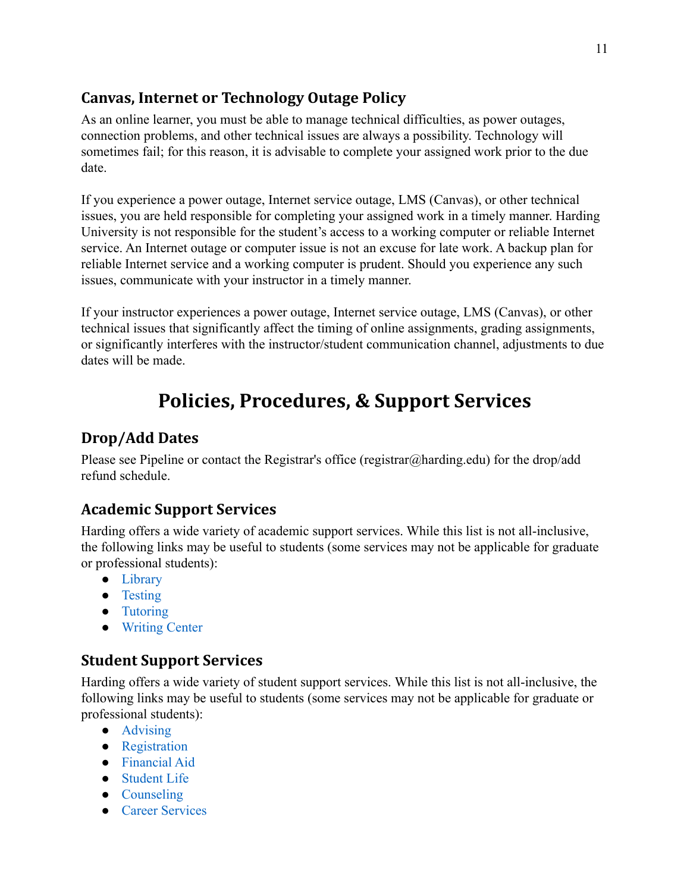### Canvas, Internet or Technology Outage Policy

As an online learner, you must be able to manage technical difficulties, as power outages, connection problems, and other technical issues are always a possibility. Technology will sometimes fail; for this reason, it is advisable to complete your assigned work prior to the due date.

If you experience a power outage, Internet service outage, LMS (Canvas), or other technical issues, you are held responsible for completing your assigned work in a timely manner. Harding University is not responsible for the student's access to a working computer or reliable Internet service. An Internet outage or computer issue is not an excuse for late work. A backup plan for reliable Internet service and a working computer is prudent. Should you experience any such issues, communicate with your instructor in a timely manner.

If your instructor experiences a power outage, Internet service outage, LMS (Canvas), or other technical issues that significantly affect the timing of online assignments, grading assignments, or significantly interferes with the instructor/student communication channel, adjustments to due dates will be made.

## Policies, Procedures, & Support Services

### Drop/Add Dates

Please see Pipeline or contact the Registrar's office (registrar@harding.edu) for the drop/add refund schedule.

### Academic Support Services

Harding offers a wide variety of academic support services. While this list is not all-inclusive, the following links may be useful to students (some services may not be applicable for graduate or professional students):

- Library
- Testing
- Tutoring
- Writing Center

### Student Support Services

Harding offers a wide variety of student support services. While this list is not all-inclusive, the following links may be useful to students (some services may not be applicable for graduate or professional students):

- Advising
- Registration
- Financial Aid
- Student Life
- Counseling
- Career Services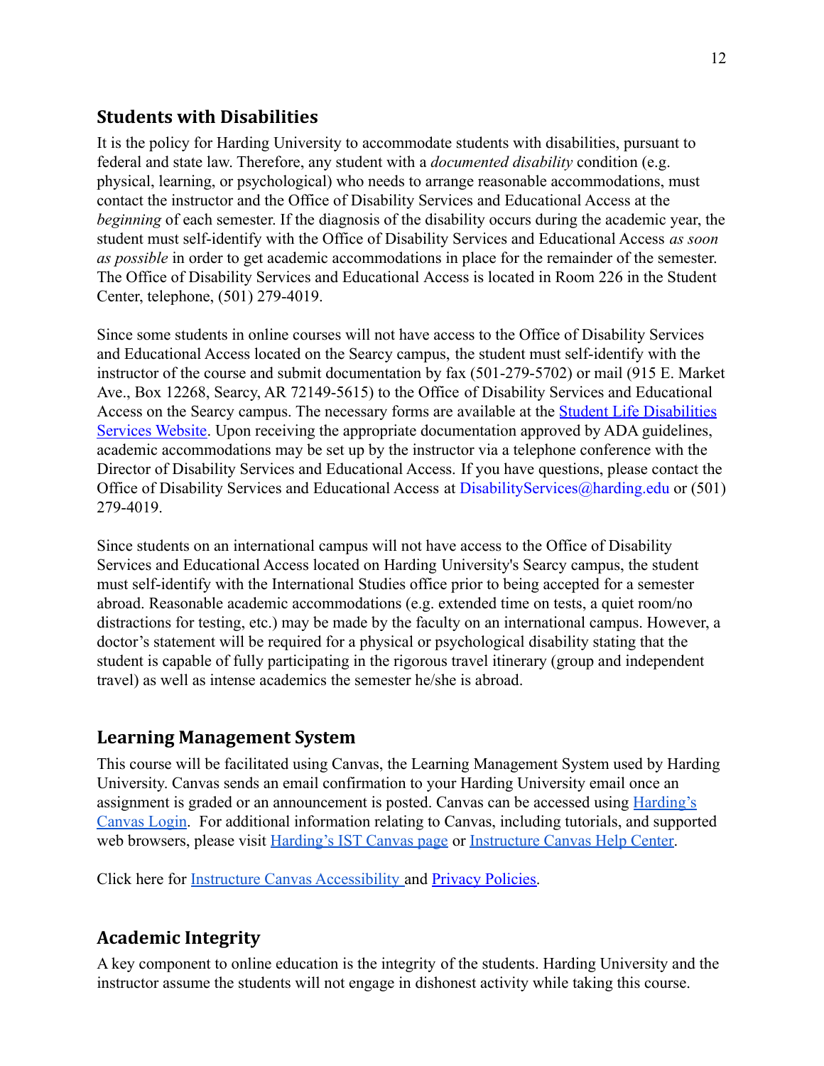## Students with Disabilities

It is the policy for Harding University to accommodate students with disabilities, pursuant to federal and state law. Therefore, any student with a *documented disability* condition (e.g. physical, learning, or psychological) who needs to arrange reasonable accommodations, must contact the instructor and the Office of Disability Services and Educational Access at the *beginning* of each semester. If the diagnosis of the disability occurs during the academic year, the student must self-identify with the Office of Disability Services and Educational Access *as soon as possible* in order to get academic accommodations in place for the remainder of the semester. The Office of Disability Services and Educational Access is located in Room 226 in the Student Center, telephone, (501) 279-4019.

Since some students in online courses will not have access to the Office of Disability Services and Educational Access located on the Searcy campus, the student must self-identify with the instructor of the course and submit documentation by fax (501-279-5702) or mail (915 E. Market Ave., Box 12268, Searcy, AR 72149-5615) to the Office of Disability Services and Educational Access on the Searcy campus. The necessary forms are available at the Student Life Disabilities Services Website. Upon receiving the appropriate documentation approved by ADA guidelines, academic accommodations may be set up by the instructor via a telephone conference with the Director of Disability Services and Educational Access. If you have questions, please contact the Office of Disability Services and Educational Access at DisabilityServices@harding.edu or (501) 279-4019.

Since students on an international campus will not have access to the Office of Disability Services and Educational Access located on Harding University's Searcy campus, the student must self-identify with the International Studies office prior to being accepted for a semester abroad. Reasonable academic accommodations (e.g. extended time on tests, a quiet room/no distractions for testing, etc.) may be made by the faculty on an international campus. However, a doctor's statement will be required for a physical or psychological disability stating that the student is capable of fully participating in the rigorous travel itinerary (group and independent travel) as well as intense academics the semester he/she is abroad.

## Learning Management System

This course will be facilitated using Canvas, the Learning Management System used by Harding University. Canvas sends an email confirmation to your Harding University email once an assignment is graded or an announcement is posted. Canvas can be accessed using Harding's Canvas Login. For additional information relating to Canvas, including tutorials, and supported web browsers, please visit Harding's IST Canvas page or Instructure Canvas Help Center.

Click here for Instructure Canvas Accessibility and Privacy Policies.

## Academic Integrity

A key component to online education is the integrity of the students. Harding University and the instructor assume the students will not engage in dishonest activity while taking this course.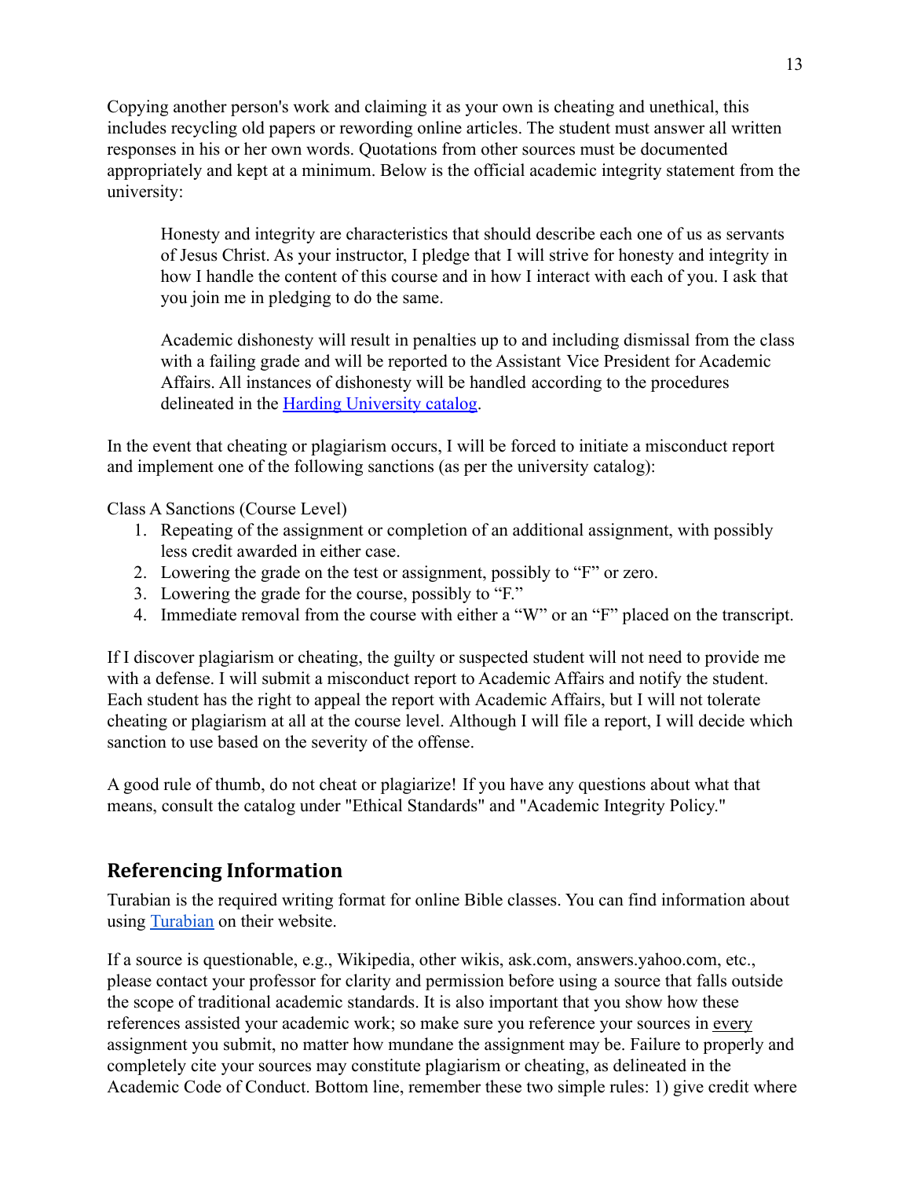Copying another person's work and claiming it as your own is cheating and unethical, this includes recycling old papers or rewording online articles. The student must answer all written responses in his or her own words. Quotations from other sources must be documented appropriately and kept at a minimum. Below is the official academic integrity statement from the university:

> Honesty and integrity are characteristics that should describe each one of us as servants of Jesus Christ. As your instructor, I pledge that I will strive for honesty and integrity in how I handle the content of this course and in how I interact with each of you. I ask that you join me in pledging to do the same.
>
> Academic dishonesty will result in penalties up to and including dismissal from the class with a failing grade and will be reported to the Assistant Vice President for Academic Affairs. All instances of dishonesty will be handled according to the procedures delineated in the Harding University catalog.

In the event that cheating or plagiarism occurs, I will be forced to initiate a misconduct report and implement one of the following sanctions (as per the university catalog):

Class A Sanctions (Course Level)

1. Repeating of the assignment or completion of an additional assignment, with possibly less credit awarded in either case.
2. Lowering the grade on the test or assignment, possibly to "F" or zero.
3. Lowering the grade for the course, possibly to "F."
4. Immediate removal from the course with either a "W" or an "F" placed on the transcript.

If I discover plagiarism or cheating, the guilty or suspected student will not need to provide me with a defense. I will submit a misconduct report to Academic Affairs and notify the student. Each student has the right to appeal the report with Academic Affairs, but I will not tolerate cheating or plagiarism at all at the course level. Although I will file a report, I will decide which sanction to use based on the severity of the offense.

A good rule of thumb, do not cheat or plagiarize! If you have any questions about what that means, consult the catalog under "Ethical Standards" and "Academic Integrity Policy."

## Referencing Information

Turabian is the required writing format for online Bible classes. You can find information about using Turabian on their website.

If a source is questionable, e.g., Wikipedia, other wikis, ask.com, answers.yahoo.com, etc., please contact your professor for clarity and permission before using a source that falls outside the scope of traditional academic standards. It is also important that you show how these references assisted your academic work; so make sure you reference your sources in every assignment you submit, no matter how mundane the assignment may be. Failure to properly and completely cite your sources may constitute plagiarism or cheating, as delineated in the Academic Code of Conduct. Bottom line, remember these two simple rules: 1) give credit where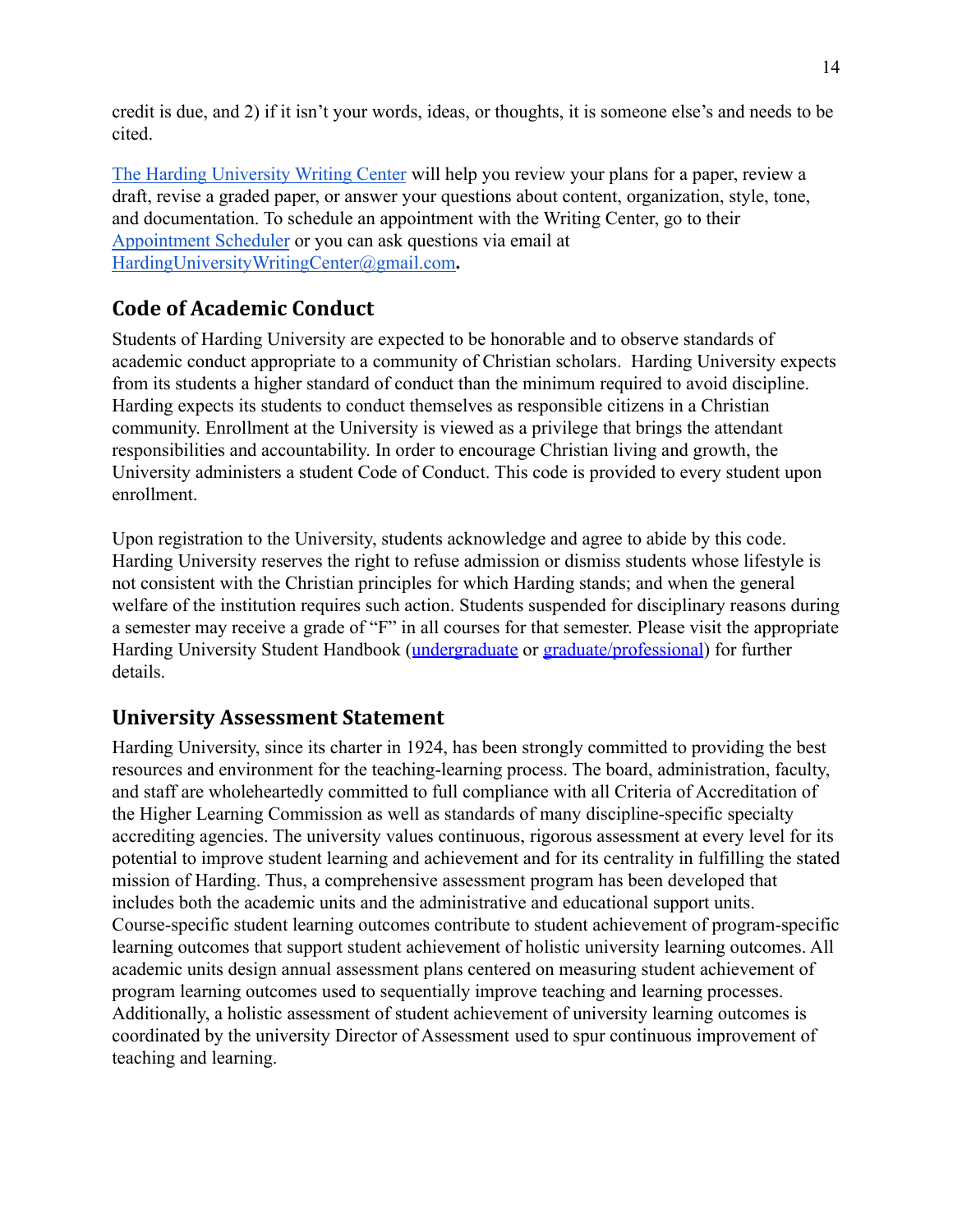credit is due, and 2) if it isn't your words, ideas, or thoughts, it is someone else's and needs to be cited.

The Harding University Writing Center will help you review your plans for a paper, review a draft, revise a graded paper, or answer your questions about content, organization, style, tone, and documentation. To schedule an appointment with the Writing Center, go to their Appointment Scheduler or you can ask questions via email at HardingUniversityWritingCenter@gmail.com**.**

## Code of Academic Conduct

Students of Harding University are expected to be honorable and to observe standards of academic conduct appropriate to a community of Christian scholars. Harding University expects from its students a higher standard of conduct than the minimum required to avoid discipline. Harding expects its students to conduct themselves as responsible citizens in a Christian community. Enrollment at the University is viewed as a privilege that brings the attendant responsibilities and accountability. In order to encourage Christian living and growth, the University administers a student Code of Conduct. This code is provided to every student upon enrollment.

Upon registration to the University, students acknowledge and agree to abide by this code. Harding University reserves the right to refuse admission or dismiss students whose lifestyle is not consistent with the Christian principles for which Harding stands; and when the general welfare of the institution requires such action. Students suspended for disciplinary reasons during a semester may receive a grade of "F" in all courses for that semester. Please visit the appropriate Harding University Student Handbook (undergraduate or graduate/professional) for further details.

## University Assessment Statement

Harding University, since its charter in 1924, has been strongly committed to providing the best resources and environment for the teaching-learning process. The board, administration, faculty, and staff are wholeheartedly committed to full compliance with all Criteria of Accreditation of the Higher Learning Commission as well as standards of many discipline-specific specialty accrediting agencies. The university values continuous, rigorous assessment at every level for its potential to improve student learning and achievement and for its centrality in fulfilling the stated mission of Harding. Thus, a comprehensive assessment program has been developed that includes both the academic units and the administrative and educational support units. Course-specific student learning outcomes contribute to student achievement of program-specific learning outcomes that support student achievement of holistic university learning outcomes. All academic units design annual assessment plans centered on measuring student achievement of program learning outcomes used to sequentially improve teaching and learning processes. Additionally, a holistic assessment of student achievement of university learning outcomes is coordinated by the university Director of Assessment used to spur continuous improvement of teaching and learning.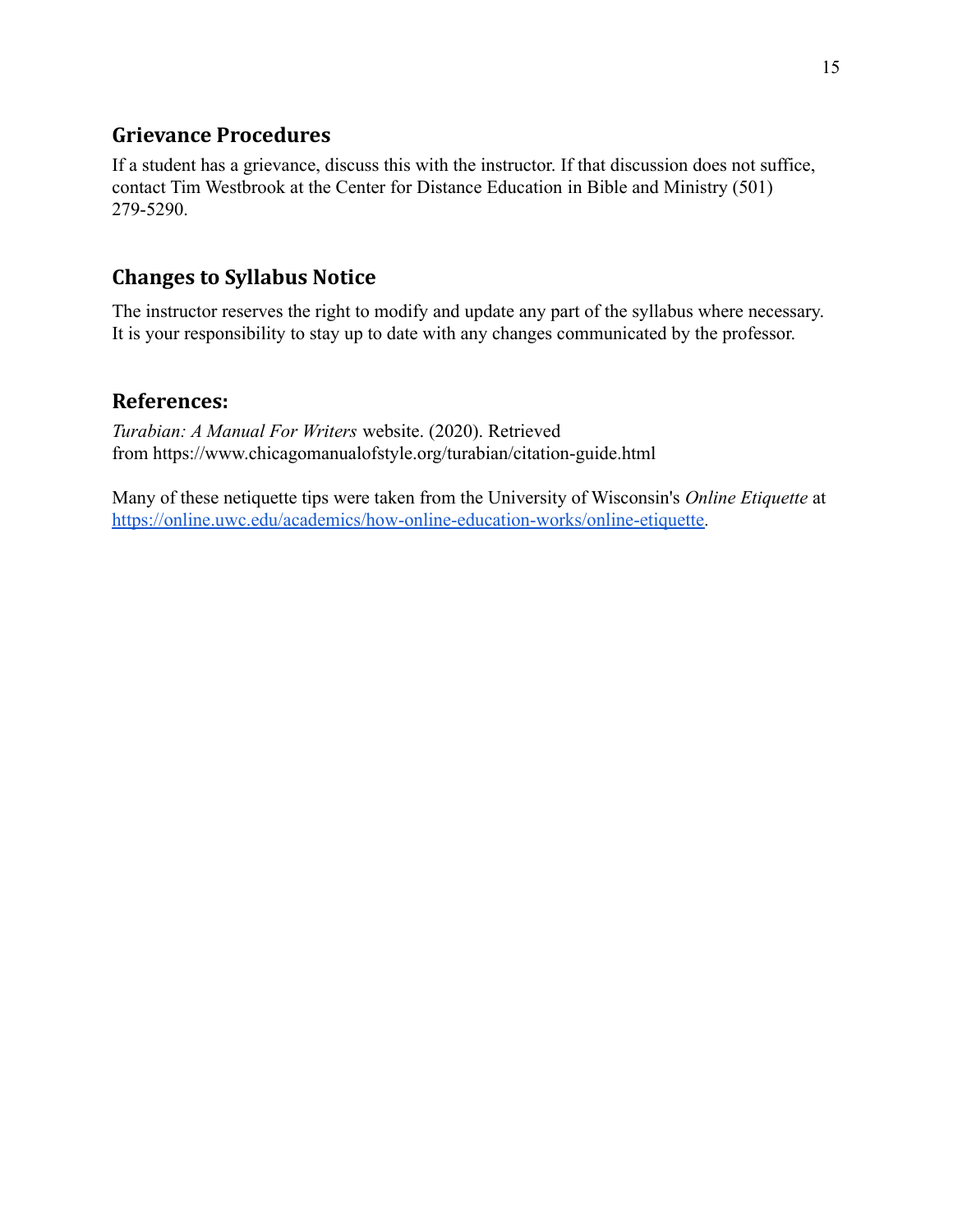## Grievance Procedures

If a student has a grievance, discuss this with the instructor. If that discussion does not suffice, contact Tim Westbrook at the Center for Distance Education in Bible and Ministry (501) 279-5290.

## Changes to Syllabus Notice

The instructor reserves the right to modify and update any part of the syllabus where necessary. It is your responsibility to stay up to date with any changes communicated by the professor.

## References:

*Turabian: A Manual For Writers* website. (2020). Retrieved from https://www.chicagomanualofstyle.org/turabian/citation-guide.html

Many of these netiquette tips were taken from the University of Wisconsin's *Online Etiquette* at https://online.uwc.edu/academics/how-online-education-works/online-etiquette.